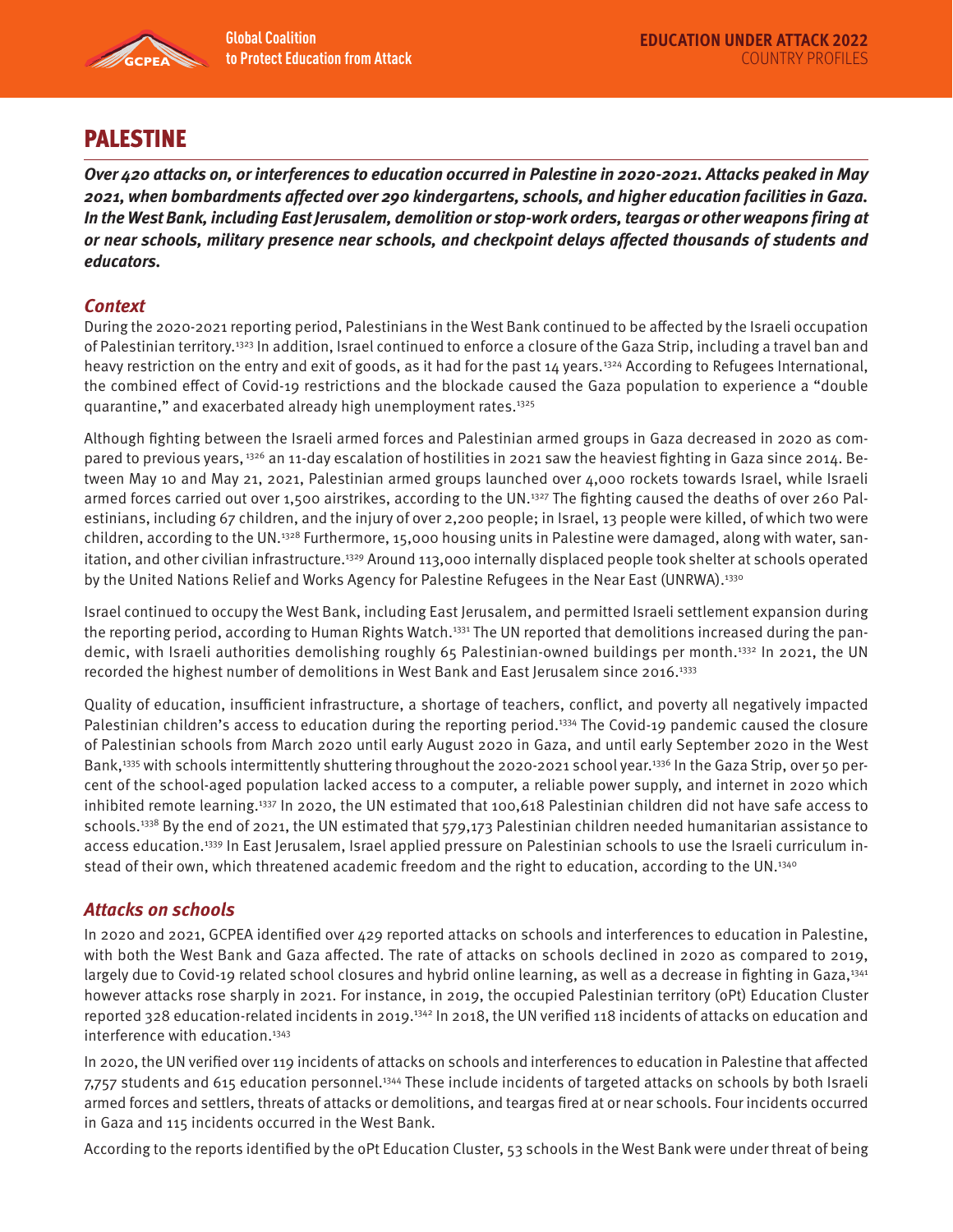# PALESTINE

***Over 420 attacks on, or interferences to education occurred in Palestine in 2020-2021. Attacks peaked in May 2021, when bombardments affected over 290 kindergartens, schools, and higher education facilities in Gaza. In the West Bank, including East Jerusalem, demolition or stop-work orders, teargas or other weapons firing at or near schools, military presence near schools, and checkpoint delays affected thousands of students and educators.***

## *Context*

During the 2020-2021 reporting period, Palestinians in the West Bank continued to be affected by the Israeli occupation of Palestinian territory.[1323] In addition, Israel continued to enforce a closure of the Gaza Strip, including a travel ban and heavy restriction on the entry and exit of goods, as it had for the past 14 years.[1324] According to Refugees International, the combined effect of Covid-19 restrictions and the blockade caused the Gaza population to experience a "double quarantine," and exacerbated already high unemployment rates.[1325]

Although fighting between the Israeli armed forces and Palestinian armed groups in Gaza decreased in 2020 as compared to previous years, [1326] an 11-day escalation of hostilities in 2021 saw the heaviest fighting in Gaza since 2014. Between May 10 and May 21, 2021, Palestinian armed groups launched over 4,000 rockets towards Israel, while Israeli armed forces carried out over 1,500 airstrikes, according to the UN.[1327] The fighting caused the deaths of over 260 Palestinians, including 67 children, and the injury of over 2,200 people; in Israel, 13 people were killed, of which two were children, according to the UN.[1328] Furthermore, 15,000 housing units in Palestine were damaged, along with water, sanitation, and other civilian infrastructure.[1329] Around 113,000 internally displaced people took shelter at schools operated by the United Nations Relief and Works Agency for Palestine Refugees in the Near East (UNRWA).[1330]

Israel continued to occupy the West Bank, including East Jerusalem, and permitted Israeli settlement expansion during the reporting period, according to Human Rights Watch.[1331] The UN reported that demolitions increased during the pandemic, with Israeli authorities demolishing roughly 65 Palestinian-owned buildings per month.[1332] In 2021, the UN recorded the highest number of demolitions in West Bank and East Jerusalem since 2016.[1333]

Quality of education, insufficient infrastructure, a shortage of teachers, conflict, and poverty all negatively impacted Palestinian children's access to education during the reporting period.[1334] The Covid-19 pandemic caused the closure of Palestinian schools from March 2020 until early August 2020 in Gaza, and until early September 2020 in the West Bank,[1335] with schools intermittently shuttering throughout the 2020-2021 school year.[1336] In the Gaza Strip, over 50 percent of the school-aged population lacked access to a computer, a reliable power supply, and internet in 2020 which inhibited remote learning.[1337] In 2020, the UN estimated that 100,618 Palestinian children did not have safe access to schools.[1338] By the end of 2021, the UN estimated that 579,173 Palestinian children needed humanitarian assistance to access education.[1339] In East Jerusalem, Israel applied pressure on Palestinian schools to use the Israeli curriculum instead of their own, which threatened academic freedom and the right to education, according to the UN.[1340]

## *Attacks on schools*

In 2020 and 2021, GCPEA identified over 429 reported attacks on schools and interferences to education in Palestine, with both the West Bank and Gaza affected. The rate of attacks on schools declined in 2020 as compared to 2019, largely due to Covid-19 related school closures and hybrid online learning, as well as a decrease in fighting in Gaza,[1341] however attacks rose sharply in 2021. For instance, in 2019, the occupied Palestinian territory (oPt) Education Cluster reported 328 education-related incidents in 2019.[1342] In 2018, the UN verified 118 incidents of attacks on education and interference with education.[1343]

In 2020, the UN verified over 119 incidents of attacks on schools and interferences to education in Palestine that affected 7,757 students and 615 education personnel.[1344] These include incidents of targeted attacks on schools by both Israeli armed forces and settlers, threats of attacks or demolitions, and teargas fired at or near schools. Four incidents occurred in Gaza and 115 incidents occurred in the West Bank.

According to the reports identified by the oPt Education Cluster, 53 schools in the West Bank were under threat of being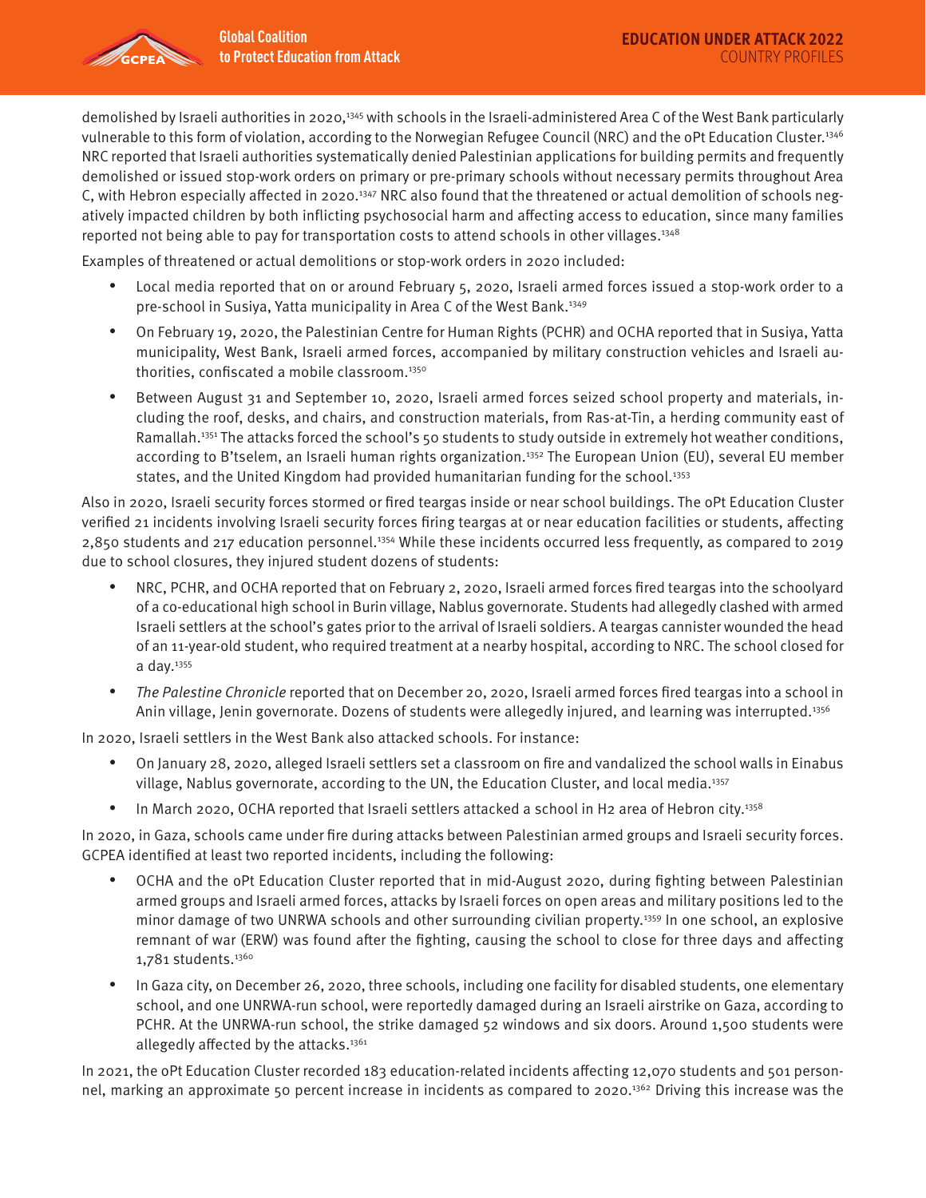demolished by Israeli authorities in 2020,[1345] with schools in the Israeli-administered Area C of the West Bank particularly vulnerable to this form of violation, according to the Norwegian Refugee Council (NRC) and the oPt Education Cluster.[1346] NRC reported that Israeli authorities systematically denied Palestinian applications for building permits and frequently demolished or issued stop-work orders on primary or pre-primary schools without necessary permits throughout Area C, with Hebron especially affected in 2020.[1347] NRC also found that the threatened or actual demolition of schools negatively impacted children by both inflicting psychosocial harm and affecting access to education, since many families reported not being able to pay for transportation costs to attend schools in other villages.[1348]

Examples of threatened or actual demolitions or stop-work orders in 2020 included:

- Local media reported that on or around February 5, 2020, Israeli armed forces issued a stop-work order to a pre-school in Susiya, Yatta municipality in Area C of the West Bank.[1349]
- On February 19, 2020, the Palestinian Centre for Human Rights (PCHR) and OCHA reported that in Susiya, Yatta municipality, West Bank, Israeli armed forces, accompanied by military construction vehicles and Israeli authorities, confiscated a mobile classroom.[1350]
- Between August 31 and September 10, 2020, Israeli armed forces seized school property and materials, including the roof, desks, and chairs, and construction materials, from Ras-at-Tin, a herding community east of Ramallah.[1351] The attacks forced the school's 50 students to study outside in extremely hot weather conditions, according to B'tselem, an Israeli human rights organization.[1352] The European Union (EU), several EU member states, and the United Kingdom had provided humanitarian funding for the school.[1353]

Also in 2020, Israeli security forces stormed or fired teargas inside or near school buildings. The oPt Education Cluster verified 21 incidents involving Israeli security forces firing teargas at or near education facilities or students, affecting 2,850 students and 217 education personnel.[1354] While these incidents occurred less frequently, as compared to 2019 due to school closures, they injured student dozens of students:

- NRC, PCHR, and OCHA reported that on February 2, 2020, Israeli armed forces fired teargas into the schoolyard of a co-educational high school in Burin village, Nablus governorate. Students had allegedly clashed with armed Israeli settlers at the school's gates prior to the arrival of Israeli soldiers. A teargas cannister wounded the head of an 11-year-old student, who required treatment at a nearby hospital, according to NRC. The school closed for a day.[1355]
- *The Palestine Chronicle* reported that on December 20, 2020, Israeli armed forces fired teargas into a school in Anin village, Jenin governorate. Dozens of students were allegedly injured, and learning was interrupted.[1356]

In 2020, Israeli settlers in the West Bank also attacked schools. For instance:

- On January 28, 2020, alleged Israeli settlers set a classroom on fire and vandalized the school walls in Einabus village, Nablus governorate, according to the UN, the Education Cluster, and local media.[1357]
- In March 2020, OCHA reported that Israeli settlers attacked a school in H2 area of Hebron city.[1358]

In 2020, in Gaza, schools came under fire during attacks between Palestinian armed groups and Israeli security forces. GCPEA identified at least two reported incidents, including the following:

- OCHA and the oPt Education Cluster reported that in mid-August 2020, during fighting between Palestinian armed groups and Israeli armed forces, attacks by Israeli forces on open areas and military positions led to the minor damage of two UNRWA schools and other surrounding civilian property.[1359] In one school, an explosive remnant of war (ERW) was found after the fighting, causing the school to close for three days and affecting 1,781 students.[1360]
- In Gaza city, on December 26, 2020, three schools, including one facility for disabled students, one elementary school, and one UNRWA-run school, were reportedly damaged during an Israeli airstrike on Gaza, according to PCHR. At the UNRWA-run school, the strike damaged 52 windows and six doors. Around 1,500 students were allegedly affected by the attacks.[1361]

In 2021, the oPt Education Cluster recorded 183 education-related incidents affecting 12,070 students and 501 personnel, marking an approximate 50 percent increase in incidents as compared to 2020.[1362] Driving this increase was the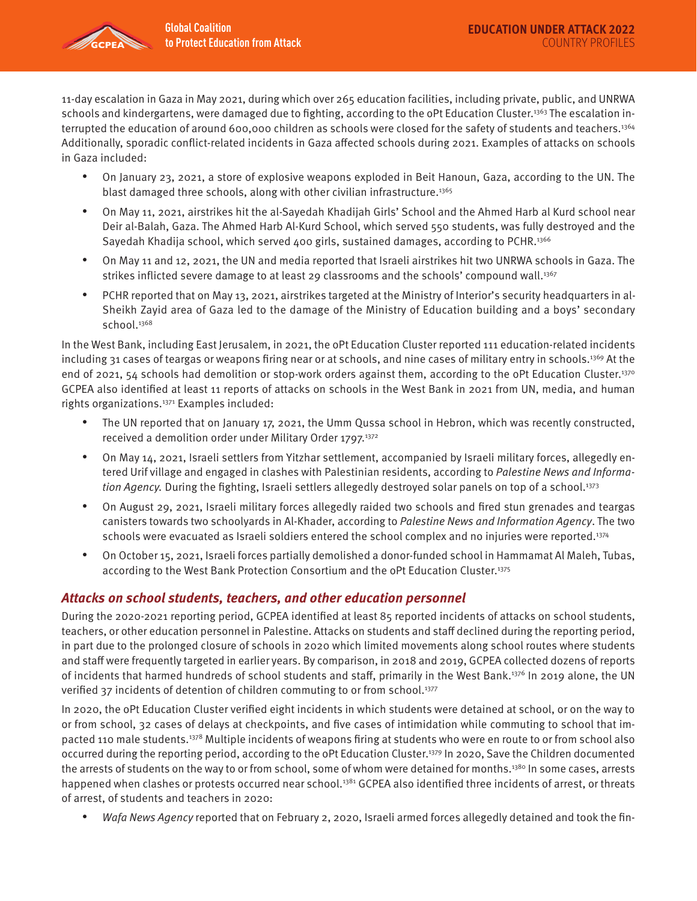11-day escalation in Gaza in May 2021, during which over 265 education facilities, including private, public, and UNRWA schools and kindergartens, were damaged due to fighting, according to the oPt Education Cluster.[1363] The escalation interrupted the education of around 600,000 children as schools were closed for the safety of students and teachers.[1364] Additionally, sporadic conflict-related incidents in Gaza affected schools during 2021. Examples of attacks on schools in Gaza included:

- On January 23, 2021, a store of explosive weapons exploded in Beit Hanoun, Gaza, according to the UN. The blast damaged three schools, along with other civilian infrastructure.[1365]
- On May 11, 2021, airstrikes hit the al-Sayedah Khadijah Girls' School and the Ahmed Harb al Kurd school near Deir al-Balah, Gaza. The Ahmed Harb Al-Kurd School, which served 550 students, was fully destroyed and the Sayedah Khadija school, which served 400 girls, sustained damages, according to PCHR.[1366]
- On May 11 and 12, 2021, the UN and media reported that Israeli airstrikes hit two UNRWA schools in Gaza. The strikes inflicted severe damage to at least 29 classrooms and the schools' compound wall.[1367]
- PCHR reported that on May 13, 2021, airstrikes targeted at the Ministry of Interior's security headquarters in al-Sheikh Zayid area of Gaza led to the damage of the Ministry of Education building and a boys' secondary school.[1368]

In the West Bank, including East Jerusalem, in 2021, the oPt Education Cluster reported 111 education-related incidents including 31 cases of teargas or weapons firing near or at schools, and nine cases of military entry in schools.[1369] At the end of 2021, 54 schools had demolition or stop-work orders against them, according to the oPt Education Cluster.[1370] GCPEA also identified at least 11 reports of attacks on schools in the West Bank in 2021 from UN, media, and human rights organizations.[1371] Examples included:

- The UN reported that on January 17, 2021, the Umm Qussa school in Hebron, which was recently constructed, received a demolition order under Military Order 1797.[1372]
- On May 14, 2021, Israeli settlers from Yitzhar settlement, accompanied by Israeli military forces, allegedly entered Urif village and engaged in clashes with Palestinian residents, according to *Palestine News and Information Agency*. During the fighting, Israeli settlers allegedly destroyed solar panels on top of a school.[1373]
- On August 29, 2021, Israeli military forces allegedly raided two schools and fired stun grenades and teargas canisters towards two schoolyards in Al-Khader, according to *Palestine News and Information Agency*. The two schools were evacuated as Israeli soldiers entered the school complex and no injuries were reported.[1374]
- On October 15, 2021, Israeli forces partially demolished a donor-funded school in Hammamat Al Maleh, Tubas, according to the West Bank Protection Consortium and the oPt Education Cluster.[1375]

## *Attacks on school students, teachers, and other education personnel*

During the 2020-2021 reporting period, GCPEA identified at least 85 reported incidents of attacks on school students, teachers, or other education personnel in Palestine. Attacks on students and staff declined during the reporting period, in part due to the prolonged closure of schools in 2020 which limited movements along school routes where students and staff were frequently targeted in earlier years. By comparison, in 2018 and 2019, GCPEA collected dozens of reports of incidents that harmed hundreds of school students and staff, primarily in the West Bank.[1376] In 2019 alone, the UN verified 37 incidents of detention of children commuting to or from school.[1377]

In 2020, the oPt Education Cluster verified eight incidents in which students were detained at school, or on the way to or from school, 32 cases of delays at checkpoints, and five cases of intimidation while commuting to school that impacted 110 male students.[1378] Multiple incidents of weapons firing at students who were en route to or from school also occurred during the reporting period, according to the oPt Education Cluster.[1379] In 2020, Save the Children documented the arrests of students on the way to or from school, some of whom were detained for months.[1380] In some cases, arrests happened when clashes or protests occurred near school.[1381] GCPEA also identified three incidents of arrest, or threats of arrest, of students and teachers in 2020:

- *Wafa News Agency* reported that on February 2, 2020, Israeli armed forces allegedly detained and took the fin-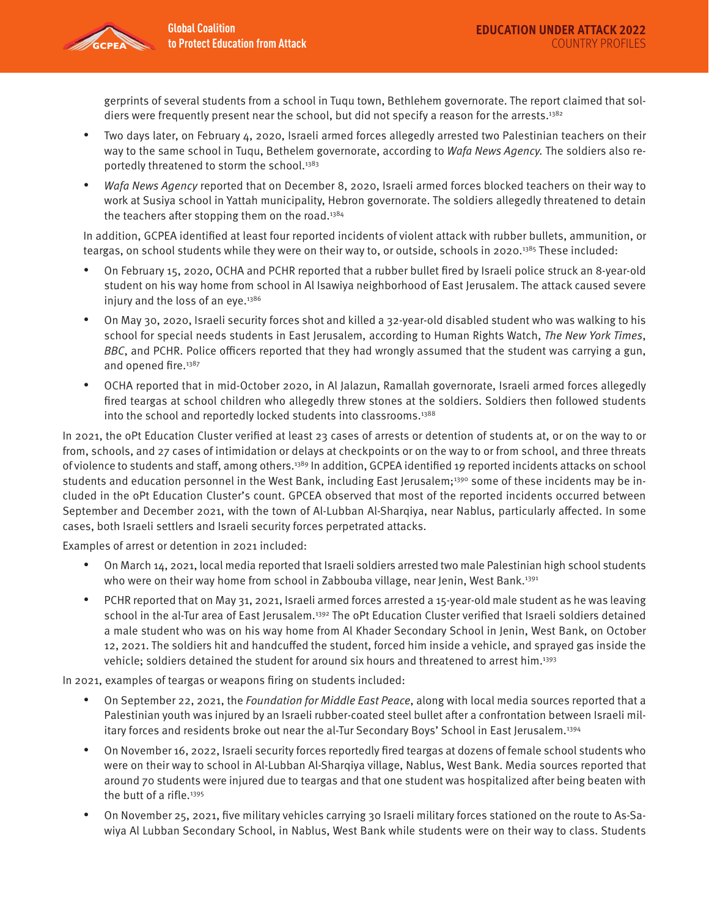gerprints of several students from a school in Tuqu town, Bethlehem governorate. The report claimed that soldiers were frequently present near the school, but did not specify a reason for the arrests.[1382]

- Two days later, on February 4, 2020, Israeli armed forces allegedly arrested two Palestinian teachers on their way to the same school in Tuqu, Bethelem governorate, according to *Wafa News Agency*. The soldiers also reportedly threatened to storm the school.[1383]
- *Wafa News Agency* reported that on December 8, 2020, Israeli armed forces blocked teachers on their way to work at Susiya school in Yattah municipality, Hebron governorate. The soldiers allegedly threatened to detain the teachers after stopping them on the road.[1384]

In addition, GCPEA identified at least four reported incidents of violent attack with rubber bullets, ammunition, or teargas, on school students while they were on their way to, or outside, schools in 2020.[1385] These included:

- On February 15, 2020, OCHA and PCHR reported that a rubber bullet fired by Israeli police struck an 8-year-old student on his way home from school in Al Isawiya neighborhood of East Jerusalem. The attack caused severe injury and the loss of an eye.[1386]
- On May 30, 2020, Israeli security forces shot and killed a 32-year-old disabled student who was walking to his school for special needs students in East Jerusalem, according to Human Rights Watch, *The New York Times*, *BBC*, and PCHR. Police officers reported that they had wrongly assumed that the student was carrying a gun, and opened fire.[1387]
- OCHA reported that in mid-October 2020, in Al Jalazun, Ramallah governorate, Israeli armed forces allegedly fired teargas at school children who allegedly threw stones at the soldiers. Soldiers then followed students into the school and reportedly locked students into classrooms.[1388]

In 2021, the oPt Education Cluster verified at least 23 cases of arrests or detention of students at, or on the way to or from, schools, and 27 cases of intimidation or delays at checkpoints or on the way to or from school, and three threats of violence to students and staff, among others.[1389] In addition, GCPEA identified 19 reported incidents attacks on school students and education personnel in the West Bank, including East Jerusalem;[1390] some of these incidents may be included in the oPt Education Cluster's count. GPCEA observed that most of the reported incidents occurred between September and December 2021, with the town of Al-Lubban Al-Sharqiya, near Nablus, particularly affected. In some cases, both Israeli settlers and Israeli security forces perpetrated attacks.

Examples of arrest or detention in 2021 included:

- On March 14, 2021, local media reported that Israeli soldiers arrested two male Palestinian high school students who were on their way home from school in Zabbouba village, near Jenin, West Bank.[1391]
- PCHR reported that on May 31, 2021, Israeli armed forces arrested a 15-year-old male student as he was leaving school in the al-Tur area of East Jerusalem.[1392] The oPt Education Cluster verified that Israeli soldiers detained a male student who was on his way home from Al Khader Secondary School in Jenin, West Bank, on October 12, 2021. The soldiers hit and handcuffed the student, forced him inside a vehicle, and sprayed gas inside the vehicle; soldiers detained the student for around six hours and threatened to arrest him.[1393]

In 2021, examples of teargas or weapons firing on students included:

- On September 22, 2021, the *Foundation for Middle East Peace*, along with local media sources reported that a Palestinian youth was injured by an Israeli rubber-coated steel bullet after a confrontation between Israeli military forces and residents broke out near the al-Tur Secondary Boys' School in East Jerusalem.[1394]
- On November 16, 2022, Israeli security forces reportedly fired teargas at dozens of female school students who were on their way to school in Al-Lubban Al-Sharqiya village, Nablus, West Bank. Media sources reported that around 70 students were injured due to teargas and that one student was hospitalized after being beaten with the butt of a rifle.[1395]
- On November 25, 2021, five military vehicles carrying 30 Israeli military forces stationed on the route to As-Sawiya Al Lubban Secondary School, in Nablus, West Bank while students were on their way to class. Students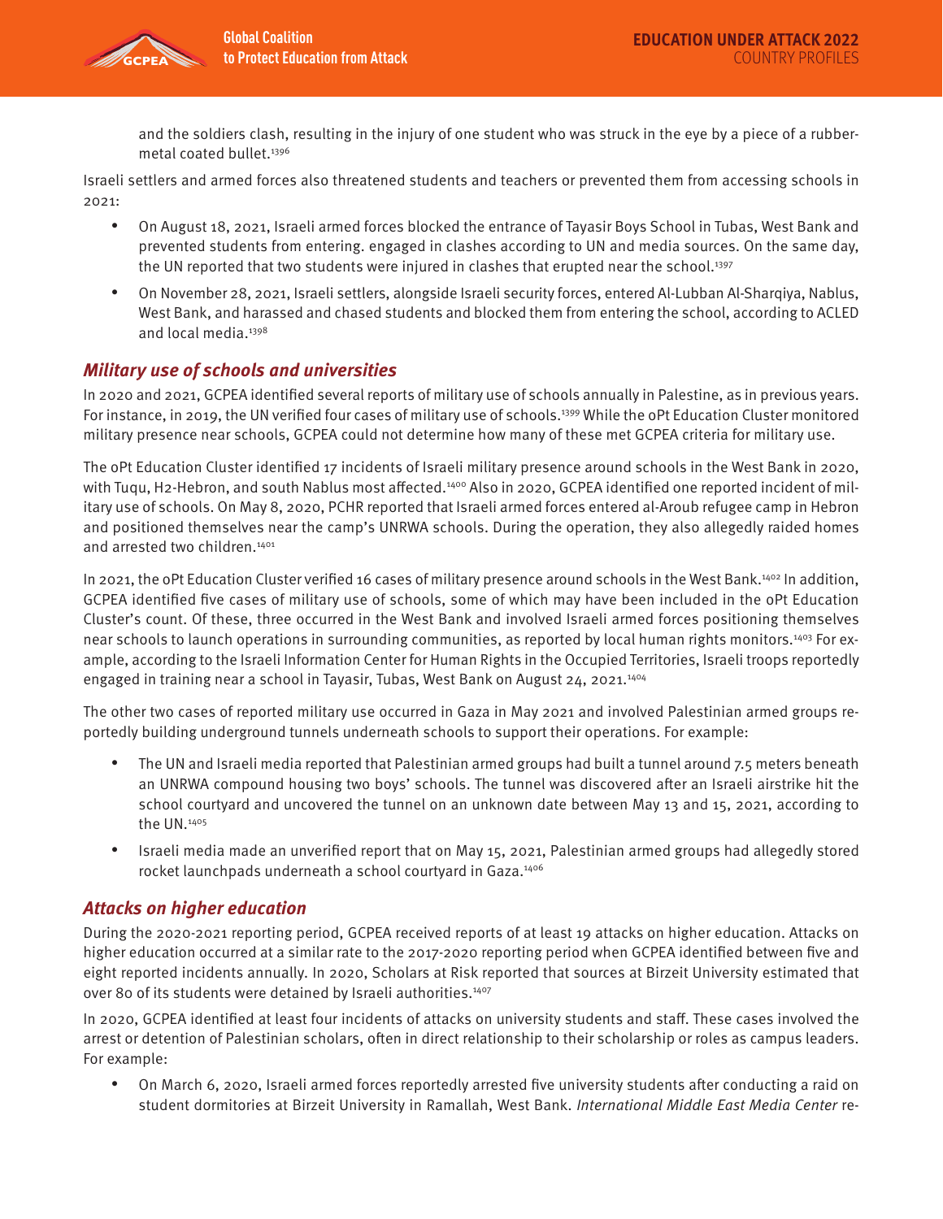and the soldiers clash, resulting in the injury of one student who was struck in the eye by a piece of a rubber-metal coated bullet.[1396]

Israeli settlers and armed forces also threatened students and teachers or prevented them from accessing schools in 2021:

- On August 18, 2021, Israeli armed forces blocked the entrance of Tayasir Boys School in Tubas, West Bank and prevented students from entering. engaged in clashes according to UN and media sources. On the same day, the UN reported that two students were injured in clashes that erupted near the school.[1397]
- On November 28, 2021, Israeli settlers, alongside Israeli security forces, entered Al-Lubban Al-Sharqiya, Nablus, West Bank, and harassed and chased students and blocked them from entering the school, according to ACLED and local media.[1398]

## *Military use of schools and universities*

In 2020 and 2021, GCPEA identified several reports of military use of schools annually in Palestine, as in previous years. For instance, in 2019, the UN verified four cases of military use of schools.[1399] While the oPt Education Cluster monitored military presence near schools, GCPEA could not determine how many of these met GCPEA criteria for military use.

The oPt Education Cluster identified 17 incidents of Israeli military presence around schools in the West Bank in 2020, with Tuqu, H2-Hebron, and south Nablus most affected.[1400] Also in 2020, GCPEA identified one reported incident of military use of schools. On May 8, 2020, PCHR reported that Israeli armed forces entered al-Aroub refugee camp in Hebron and positioned themselves near the camp's UNRWA schools. During the operation, they also allegedly raided homes and arrested two children.[1401]

In 2021, the oPt Education Cluster verified 16 cases of military presence around schools in the West Bank.[1402] In addition, GCPEA identified five cases of military use of schools, some of which may have been included in the oPt Education Cluster's count. Of these, three occurred in the West Bank and involved Israeli armed forces positioning themselves near schools to launch operations in surrounding communities, as reported by local human rights monitors.[1403] For example, according to the Israeli Information Center for Human Rights in the Occupied Territories, Israeli troops reportedly engaged in training near a school in Tayasir, Tubas, West Bank on August 24, 2021.[1404]

The other two cases of reported military use occurred in Gaza in May 2021 and involved Palestinian armed groups reportedly building underground tunnels underneath schools to support their operations. For example:

- The UN and Israeli media reported that Palestinian armed groups had built a tunnel around 7.5 meters beneath an UNRWA compound housing two boys' schools. The tunnel was discovered after an Israeli airstrike hit the school courtyard and uncovered the tunnel on an unknown date between May 13 and 15, 2021, according to the UN.[1405]
- Israeli media made an unverified report that on May 15, 2021, Palestinian armed groups had allegedly stored rocket launchpads underneath a school courtyard in Gaza.[1406]

## *Attacks on higher education*

During the 2020-2021 reporting period, GCPEA received reports of at least 19 attacks on higher education. Attacks on higher education occurred at a similar rate to the 2017-2020 reporting period when GCPEA identified between five and eight reported incidents annually. In 2020, Scholars at Risk reported that sources at Birzeit University estimated that over 80 of its students were detained by Israeli authorities.[1407]

In 2020, GCPEA identified at least four incidents of attacks on university students and staff. These cases involved the arrest or detention of Palestinian scholars, often in direct relationship to their scholarship or roles as campus leaders. For example:

- On March 6, 2020, Israeli armed forces reportedly arrested five university students after conducting a raid on student dormitories at Birzeit University in Ramallah, West Bank. *International Middle East Media Center* re-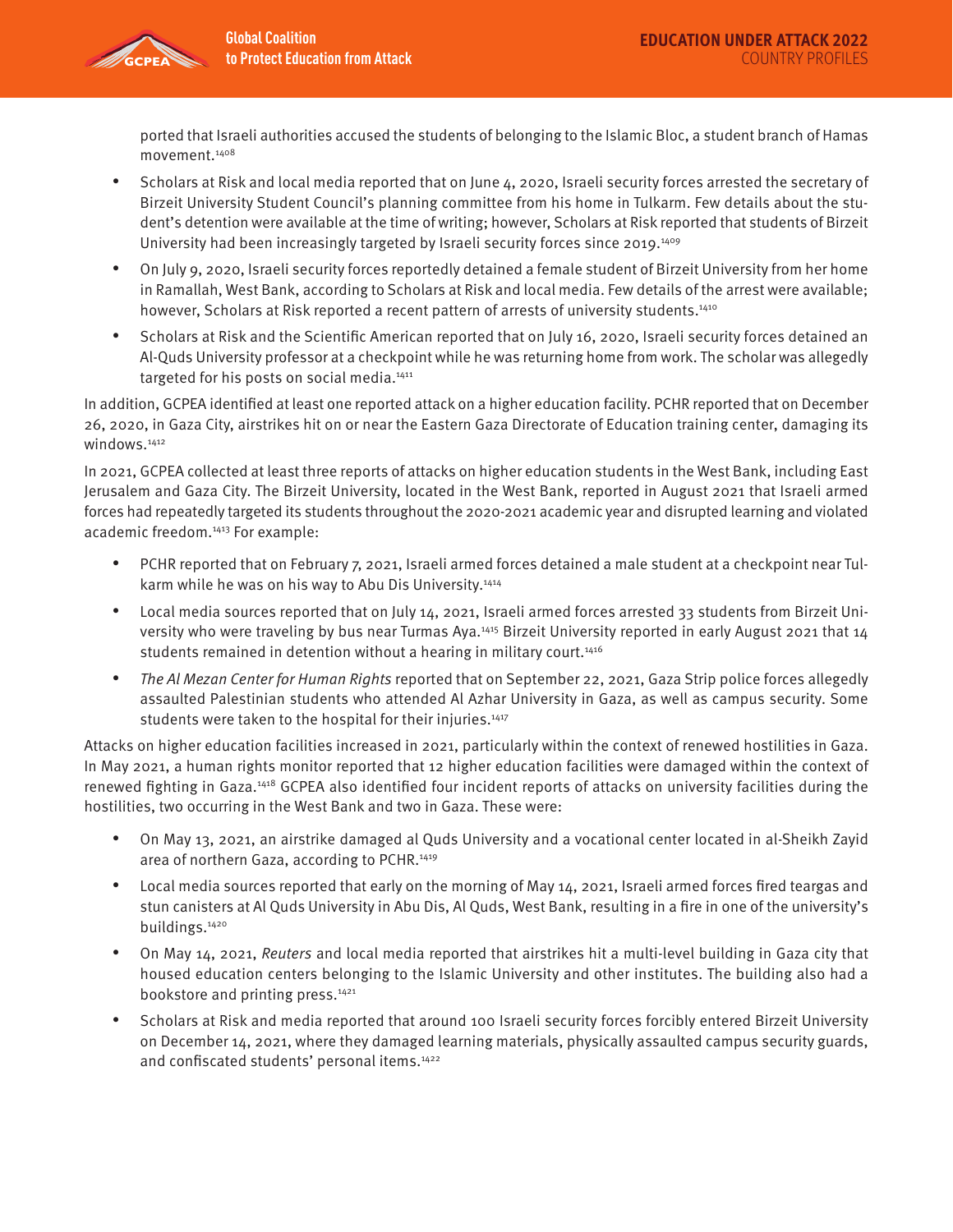ported that Israeli authorities accused the students of belonging to the Islamic Bloc, a student branch of Hamas movement.[1408]

- Scholars at Risk and local media reported that on June 4, 2020, Israeli security forces arrested the secretary of Birzeit University Student Council's planning committee from his home in Tulkarm. Few details about the student's detention were available at the time of writing; however, Scholars at Risk reported that students of Birzeit University had been increasingly targeted by Israeli security forces since 2019.[1409]
- On July 9, 2020, Israeli security forces reportedly detained a female student of Birzeit University from her home in Ramallah, West Bank, according to Scholars at Risk and local media. Few details of the arrest were available; however, Scholars at Risk reported a recent pattern of arrests of university students.[1410]
- Scholars at Risk and the Scientific American reported that on July 16, 2020, Israeli security forces detained an Al-Quds University professor at a checkpoint while he was returning home from work. The scholar was allegedly targeted for his posts on social media.[1411]

In addition, GCPEA identified at least one reported attack on a higher education facility. PCHR reported that on December 26, 2020, in Gaza City, airstrikes hit on or near the Eastern Gaza Directorate of Education training center, damaging its windows.[1412]

In 2021, GCPEA collected at least three reports of attacks on higher education students in the West Bank, including East Jerusalem and Gaza City. The Birzeit University, located in the West Bank, reported in August 2021 that Israeli armed forces had repeatedly targeted its students throughout the 2020-2021 academic year and disrupted learning and violated academic freedom.[1413] For example:

- PCHR reported that on February 7, 2021, Israeli armed forces detained a male student at a checkpoint near Tulkarm while he was on his way to Abu Dis University.[1414]
- Local media sources reported that on July 14, 2021, Israeli armed forces arrested 33 students from Birzeit University who were traveling by bus near Turmas Aya.[1415] Birzeit University reported in early August 2021 that 14 students remained in detention without a hearing in military court.[1416]
- *The Al Mezan Center for Human Rights* reported that on September 22, 2021, Gaza Strip police forces allegedly assaulted Palestinian students who attended Al Azhar University in Gaza, as well as campus security. Some students were taken to the hospital for their injuries.[1417]

Attacks on higher education facilities increased in 2021, particularly within the context of renewed hostilities in Gaza. In May 2021, a human rights monitor reported that 12 higher education facilities were damaged within the context of renewed fighting in Gaza.[1418] GCPEA also identified four incident reports of attacks on university facilities during the hostilities, two occurring in the West Bank and two in Gaza. These were:

- On May 13, 2021, an airstrike damaged al Quds University and a vocational center located in al-Sheikh Zayid area of northern Gaza, according to PCHR.[1419]
- Local media sources reported that early on the morning of May 14, 2021, Israeli armed forces fired teargas and stun canisters at Al Quds University in Abu Dis, Al Quds, West Bank, resulting in a fire in one of the university's buildings.[1420]
- On May 14, 2021, *Reuters* and local media reported that airstrikes hit a multi-level building in Gaza city that housed education centers belonging to the Islamic University and other institutes. The building also had a bookstore and printing press.[1421]
- Scholars at Risk and media reported that around 100 Israeli security forces forcibly entered Birzeit University on December 14, 2021, where they damaged learning materials, physically assaulted campus security guards, and confiscated students' personal items.[1422]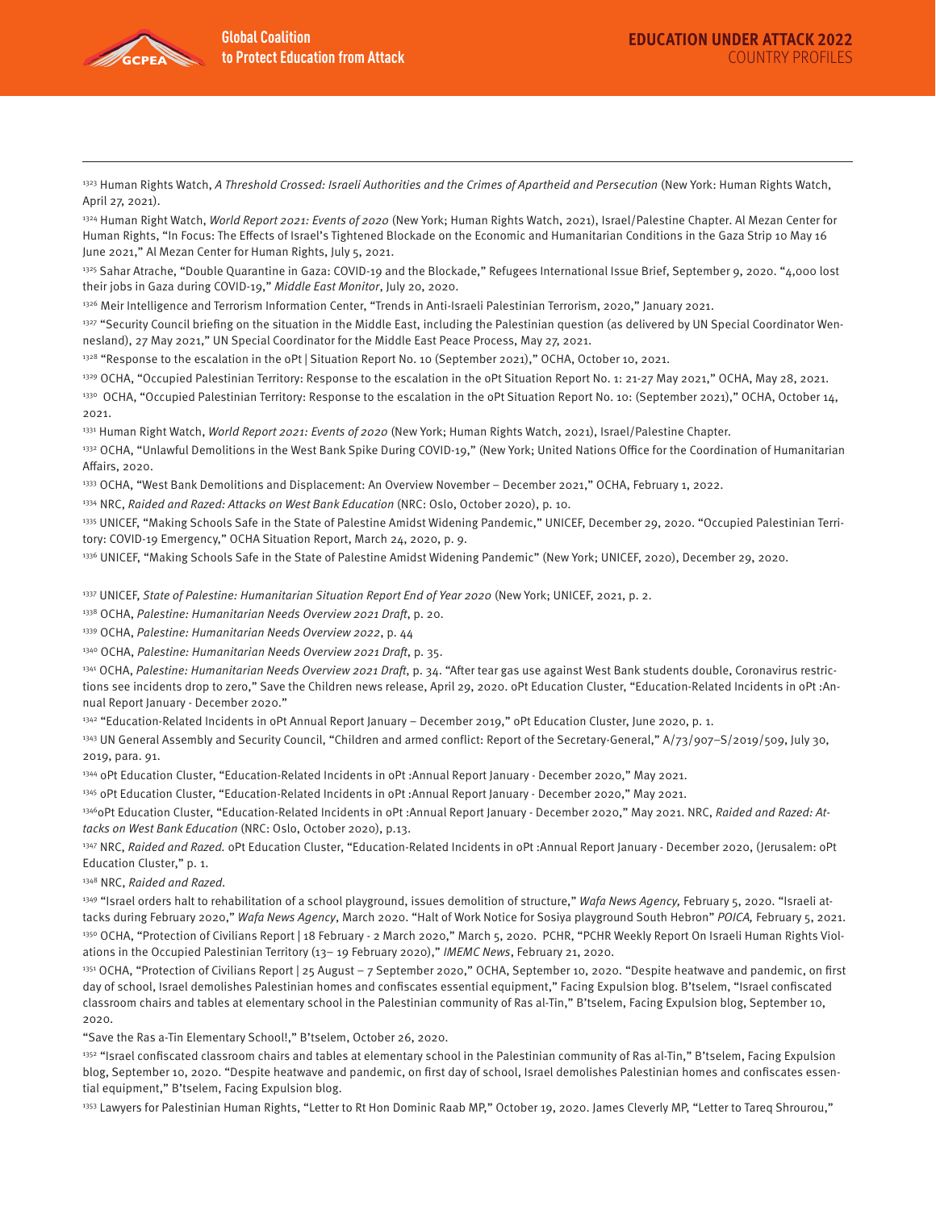[1323] Human Rights Watch, *A Threshold Crossed: Israeli Authorities and the Crimes of Apartheid and Persecution* (New York: Human Rights Watch, April 27, 2021).

[1324] Human Right Watch, *World Report 2021: Events of 2020* (New York; Human Rights Watch, 2021), Israel/Palestine Chapter. Al Mezan Center for Human Rights, "In Focus: The Effects of Israel's Tightened Blockade on the Economic and Humanitarian Conditions in the Gaza Strip 10 May 16 June 2021," Al Mezan Center for Human Rights, July 5, 2021.

[1325] Sahar Atrache, "Double Quarantine in Gaza: COVID-19 and the Blockade," Refugees International Issue Brief, September 9, 2020. "4,000 lost their jobs in Gaza during COVID-19," *Middle East Monitor*, July 20, 2020.

[1326] Meir Intelligence and Terrorism Information Center, "Trends in Anti-Israeli Palestinian Terrorism, 2020," January 2021.

[1327] "Security Council briefing on the situation in the Middle East, including the Palestinian question (as delivered by UN Special Coordinator Wennesland), 27 May 2021," UN Special Coordinator for the Middle East Peace Process, May 27, 2021.

[1328] "Response to the escalation in the oPt | Situation Report No. 10 (September 2021)," OCHA, October 10, 2021.

[1329] OCHA, "Occupied Palestinian Territory: Response to the escalation in the oPt Situation Report No. 1: 21-27 May 2021," OCHA, May 28, 2021.

[1330] OCHA, "Occupied Palestinian Territory: Response to the escalation in the oPt Situation Report No. 10: (September 2021)," OCHA, October 14, 2021.

[1331] Human Right Watch, *World Report 2021: Events of 2020* (New York; Human Rights Watch, 2021), Israel/Palestine Chapter.

[1332] OCHA, "Unlawful Demolitions in the West Bank Spike During COVID-19," (New York; United Nations Office for the Coordination of Humanitarian Affairs, 2020.

[1333] OCHA, "West Bank Demolitions and Displacement: An Overview November – December 2021," OCHA, February 1, 2022.

[1334] NRC, *Raided and Razed: Attacks on West Bank Education* (NRC: Oslo, October 2020), p. 10.

[1335] UNICEF, "Making Schools Safe in the State of Palestine Amidst Widening Pandemic," UNICEF, December 29, 2020. "Occupied Palestinian Territory: COVID-19 Emergency," OCHA Situation Report, March 24, 2020, p. 9.

[1336] UNICEF, "Making Schools Safe in the State of Palestine Amidst Widening Pandemic" (New York; UNICEF, 2020), December 29, 2020.

[1337] UNICEF, *State of Palestine: Humanitarian Situation Report End of Year 2020* (New York; UNICEF, 2021, p. 2.

[1338] OCHA, *Palestine: Humanitarian Needs Overview 2021 Draft*, p. 20.

[1339] OCHA, *Palestine: Humanitarian Needs Overview 2022*, p. 44

[1340] OCHA, *Palestine: Humanitarian Needs Overview 2021 Draft*, p. 35.

[1341] OCHA, *Palestine: Humanitarian Needs Overview 2021 Draft*, p. 34. "After tear gas use against West Bank students double, Coronavirus restrictions see incidents drop to zero," Save the Children news release, April 29, 2020. oPt Education Cluster, "Education-Related Incidents in oPt :Annual Report January - December 2020."

[1342] "Education-Related Incidents in oPt Annual Report January – December 2019," oPt Education Cluster, June 2020, p. 1.

[1343] UN General Assembly and Security Council, "Children and armed conflict: Report of the Secretary-General," A/73/907–S/2019/509, July 30, 2019, para. 91.

[1344] oPt Education Cluster, "Education-Related Incidents in oPt :Annual Report January - December 2020," May 2021.

[1345] oPt Education Cluster, "Education-Related Incidents in oPt :Annual Report January - December 2020," May 2021.

[1346] oPt Education Cluster, "Education-Related Incidents in oPt :Annual Report January - December 2020," May 2021. NRC, *Raided and Razed: Attacks on West Bank Education* (NRC: Oslo, October 2020), p.13.

[1347] NRC, *Raided and Razed.* oPt Education Cluster, "Education-Related Incidents in oPt :Annual Report January - December 2020, (Jerusalem: oPt Education Cluster," p. 1.

[1348] NRC, *Raided and Razed.*

[1349] "Israel orders halt to rehabilitation of a school playground, issues demolition of structure," *Wafa News Agency,* February 5, 2020. "Israeli attacks during February 2020," *Wafa News Agency*, March 2020. "Halt of Work Notice for Sosiya playground South Hebron" *POICA,* February 5, 2021.

[1350] OCHA, "Protection of Civilians Report | 18 February - 2 March 2020," March 5, 2020. PCHR, "PCHR Weekly Report On Israeli Human Rights Violations in the Occupied Palestinian Territory (13– 19 February 2020)," *IMEMC News*, February 21, 2020.

[1351] OCHA, "Protection of Civilians Report | 25 August – 7 September 2020," OCHA, September 10, 2020. "Despite heatwave and pandemic, on first day of school, Israel demolishes Palestinian homes and confiscates essential equipment," Facing Expulsion blog. B'tselem, "Israel confiscated classroom chairs and tables at elementary school in the Palestinian community of Ras al-Tin," B'tselem, Facing Expulsion blog, September 10, 2020.

"Save the Ras a-Tin Elementary School!," B'tselem, October 26, 2020.

[1352] "Israel confiscated classroom chairs and tables at elementary school in the Palestinian community of Ras al-Tin," B'tselem, Facing Expulsion blog, September 10, 2020. "Despite heatwave and pandemic, on first day of school, Israel demolishes Palestinian homes and confiscates essential equipment," B'tselem, Facing Expulsion blog.

[1353] Lawyers for Palestinian Human Rights, "Letter to Rt Hon Dominic Raab MP," October 19, 2020. James Cleverly MP, "Letter to Tareq Shrourou,"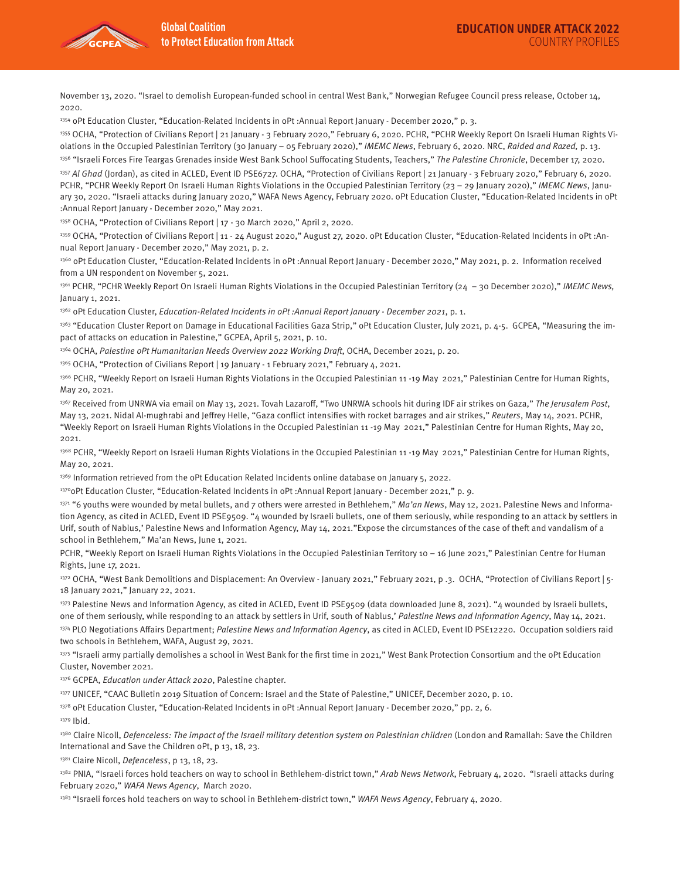November 13, 2020. "Israel to demolish European-funded school in central West Bank," Norwegian Refugee Council press release, October 14, 2020.

[1354] oPt Education Cluster, "Education-Related Incidents in oPt :Annual Report January - December 2020," p. 3.

[1355] OCHA, "Protection of Civilians Report | 21 January - 3 February 2020," February 6, 2020. PCHR, "PCHR Weekly Report On Israeli Human Rights Violations in the Occupied Palestinian Territory (30 January – 05 February 2020)," *IMEMC News*, February 6, 2020. NRC, *Raided and Razed,* p. 13.

[1356] "Israeli Forces Fire Teargas Grenades inside West Bank School Suffocating Students, Teachers," *The Palestine Chronicle*, December 17, 2020.

[1357] *Al Ghad* (Jordan), as cited in ACLED, Event ID PSE6727. OCHA, "Protection of Civilians Report | 21 January - 3 February 2020," February 6, 2020. PCHR, "PCHR Weekly Report On Israeli Human Rights Violations in the Occupied Palestinian Territory (23 – 29 January 2020)," *IMEMC News*, January 30, 2020. "Israeli attacks during January 2020," WAFA News Agency, February 2020. oPt Education Cluster, "Education-Related Incidents in oPt :Annual Report January - December 2020," May 2021.

[1358] OCHA, "Protection of Civilians Report | 17 - 30 March 2020," April 2, 2020.

[1359] OCHA, "Protection of Civilians Report | 11 - 24 August 2020," August 27, 2020. oPt Education Cluster, "Education-Related Incidents in oPt :Annual Report January - December 2020," May 2021, p. 2.

[1360] oPt Education Cluster, "Education-Related Incidents in oPt :Annual Report January - December 2020," May 2021, p. 2. Information received from a UN respondent on November 5, 2021.

[1361] PCHR, "PCHR Weekly Report On Israeli Human Rights Violations in the Occupied Palestinian Territory (24 – 30 December 2020)," *IMEMC News,* January 1, 2021.

[1362] oPt Education Cluster, *Education-Related Incidents in oPt :Annual Report January - December 2021*, p. 1.

[1363] "Education Cluster Report on Damage in Educational Facilities Gaza Strip," oPt Education Cluster, July 2021, p. 4-5. GCPEA, "Measuring the impact of attacks on education in Palestine," GCPEA, April 5, 2021, p. 10.

[1364] OCHA, *Palestine oPt Humanitarian Needs Overview 2022 Working Draft*, OCHA, December 2021, p. 20.

[1365] OCHA, "Protection of Civilians Report | 19 January - 1 February 2021," February 4, 2021.

[1366] PCHR, "Weekly Report on Israeli Human Rights Violations in the Occupied Palestinian 11 -19 May 2021," Palestinian Centre for Human Rights, May 20, 2021.

[1367] Received from UNRWA via email on May 13, 2021. Tovah Lazaroff, "Two UNRWA schools hit during IDF air strikes on Gaza," *The Jerusalem Post*, May 13, 2021. Nidal Al-mughrabi and Jeffrey Helle, "Gaza conflict intensifies with rocket barrages and air strikes," *Reuters*, May 14, 2021. PCHR, "Weekly Report on Israeli Human Rights Violations in the Occupied Palestinian 11 -19 May 2021," Palestinian Centre for Human Rights, May 20, 2021.

[1368] PCHR, "Weekly Report on Israeli Human Rights Violations in the Occupied Palestinian 11 -19 May 2021," Palestinian Centre for Human Rights, May 20, 2021.

[1369] Information retrieved from the oPt Education Related Incidents online database on January 5, 2022.

[1370] oPt Education Cluster, "Education-Related Incidents in oPt :Annual Report January - December 2021," p. 9.

[1371] "6 youths were wounded by metal bullets, and 7 others were arrested in Bethlehem," *Ma'an News*, May 12, 2021. Palestine News and Information Agency, as cited in ACLED, Event ID PSE9509. "4 wounded by Israeli bullets, one of them seriously, while responding to an attack by settlers in Urif, south of Nablus,' Palestine News and Information Agency, May 14, 2021."Expose the circumstances of the case of theft and vandalism of a school in Bethlehem," Ma'an News, June 1, 2021.

PCHR, "Weekly Report on Israeli Human Rights Violations in the Occupied Palestinian Territory 10 – 16 June 2021," Palestinian Centre for Human Rights, June 17, 2021.

[1372] OCHA, "West Bank Demolitions and Displacement: An Overview - January 2021," February 2021, p .3. OCHA, "Protection of Civilians Report | 5-18 January 2021," January 22, 2021.

[1373] Palestine News and Information Agency, as cited in ACLED, Event ID PSE9509 (data downloaded June 8, 2021). "4 wounded by Israeli bullets, one of them seriously, while responding to an attack by settlers in Urif, south of Nablus,' *Palestine News and Information Agency*, May 14, 2021.

[1374] PLO Negotiations Affairs Department; *Palestine News and Information Agency*, as cited in ACLED, Event ID PSE12220. Occupation soldiers raid two schools in Bethlehem, WAFA, August 29, 2021.

[1375] "Israeli army partially demolishes a school in West Bank for the first time in 2021," West Bank Protection Consortium and the oPt Education Cluster, November 2021.

[1376] GCPEA, *Education under Attack 2020*, Palestine chapter.

[1377] UNICEF, "CAAC Bulletin 2019 Situation of Concern: Israel and the State of Palestine," UNICEF, December 2020, p. 10.

[1378] oPt Education Cluster, "Education-Related Incidents in oPt :Annual Report January - December 2020," pp. 2, 6.

[1379] Ibid.

[1380] Claire Nicoll, *Defenceless: The impact of the Israeli military detention system on Palestinian children* (London and Ramallah: Save the Children International and Save the Children oPt, p 13, 18, 23.

[1381] Claire Nicoll, *Defenceless*, p 13, 18, 23.

[1382] PNIA, "Israeli forces hold teachers on way to school in Bethlehem-district town," *Arab News Network*, February 4, 2020. "Israeli attacks during February 2020," *WAFA News Agency*, March 2020.

[1383] "Israeli forces hold teachers on way to school in Bethlehem-district town," *WAFA News Agency*, February 4, 2020.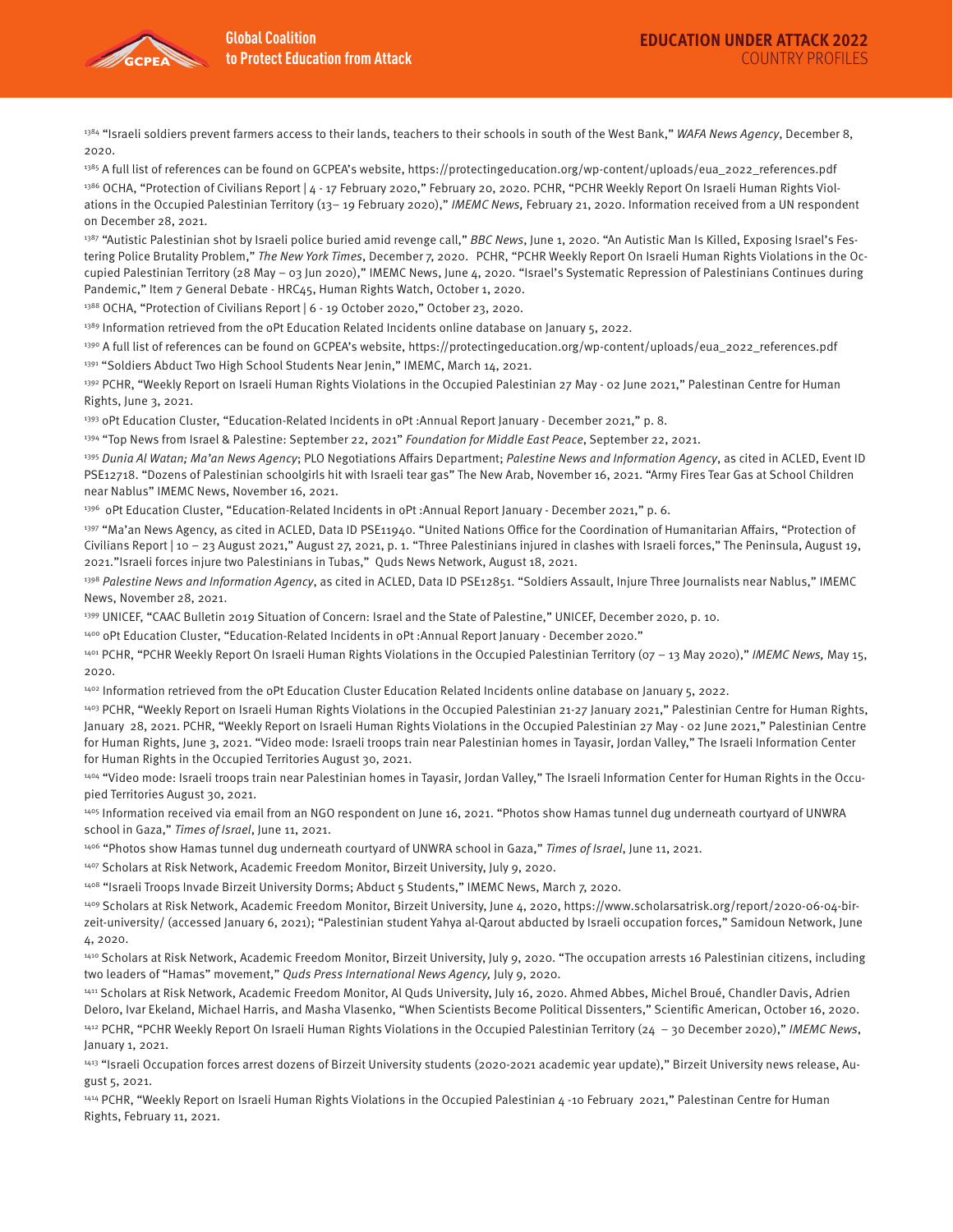[1384] "Israeli soldiers prevent farmers access to their lands, teachers to their schools in south of the West Bank," *WAFA News Agency*, December 8, 2020.

[1385] A full list of references can be found on GCPEA's website, https://protectingeducation.org/wp-content/uploads/eua_2022_references.pdf

[1386] OCHA, "Protection of Civilians Report | 4 - 17 February 2020," February 20, 2020. PCHR, "PCHR Weekly Report On Israeli Human Rights Violations in the Occupied Palestinian Territory (13– 19 February 2020)," *IMEMC News,* February 21, 2020. Information received from a UN respondent on December 28, 2021.

[1387] "Autistic Palestinian shot by Israeli police buried amid revenge call," *BBC News*, June 1, 2020. "An Autistic Man Is Killed, Exposing Israel's Festering Police Brutality Problem," *The New York Times*, December 7, 2020. PCHR, "PCHR Weekly Report On Israeli Human Rights Violations in the Occupied Palestinian Territory (28 May – 03 Jun 2020)," IMEMC News, June 4, 2020. "Israel's Systematic Repression of Palestinians Continues during Pandemic," Item 7 General Debate - HRC45, Human Rights Watch, October 1, 2020.

[1388] OCHA, "Protection of Civilians Report | 6 - 19 October 2020," October 23, 2020.

[1389] Information retrieved from the oPt Education Related Incidents online database on January 5, 2022.

[1390] A full list of references can be found on GCPEA's website, https://protectingeducation.org/wp-content/uploads/eua_2022_references.pdf

[1391] "Soldiers Abduct Two High School Students Near Jenin," IMEMC, March 14, 2021.

[1392] PCHR, "Weekly Report on Israeli Human Rights Violations in the Occupied Palestinian 27 May - 02 June 2021," Palestinan Centre for Human Rights, June 3, 2021.

[1393] oPt Education Cluster, "Education-Related Incidents in oPt :Annual Report January - December 2021," p. 8.

[1394] "Top News from Israel & Palestine: September 22, 2021" *Foundation for Middle East Peace*, September 22, 2021.

[1395] *Dunia Al Watan; Ma'an News Agency*; PLO Negotiations Affairs Department; *Palestine News and Information Agency*, as cited in ACLED, Event ID PSE12718. "Dozens of Palestinian schoolgirls hit with Israeli tear gas" The New Arab, November 16, 2021. "Army Fires Tear Gas at School Children near Nablus" IMEMC News, November 16, 2021.

[1396] oPt Education Cluster, "Education-Related Incidents in oPt :Annual Report January - December 2021," p. 6.

[1397] "Ma'an News Agency, as cited in ACLED, Data ID PSE11940. "United Nations Office for the Coordination of Humanitarian Affairs, "Protection of Civilians Report | 10 – 23 August 2021," August 27, 2021, p. 1. "Three Palestinians injured in clashes with Israeli forces," The Peninsula, August 19, 2021."Israeli forces injure two Palestinians in Tubas," Quds News Network, August 18, 2021.

[1398] *Palestine News and Information Agency*, as cited in ACLED, Data ID PSE12851. "Soldiers Assault, Injure Three Journalists near Nablus," IMEMC News, November 28, 2021.

[1399] UNICEF, "CAAC Bulletin 2019 Situation of Concern: Israel and the State of Palestine," UNICEF, December 2020, p. 10.

[1400] oPt Education Cluster, "Education-Related Incidents in oPt :Annual Report January - December 2020."

[1401] PCHR, "PCHR Weekly Report On Israeli Human Rights Violations in the Occupied Palestinian Territory (07 – 13 May 2020)," *IMEMC News,* May 15, 2020.

[1402] Information retrieved from the oPt Education Cluster Education Related Incidents online database on January 5, 2022.

[1403] PCHR, "Weekly Report on Israeli Human Rights Violations in the Occupied Palestinian 21-27 January 2021," Palestinian Centre for Human Rights, January 28, 2021. PCHR, "Weekly Report on Israeli Human Rights Violations in the Occupied Palestinian 27 May - 02 June 2021," Palestinian Centre for Human Rights, June 3, 2021. "Video mode: Israeli troops train near Palestinian homes in Tayasir, Jordan Valley," The Israeli Information Center for Human Rights in the Occupied Territories August 30, 2021.

[1404] "Video mode: Israeli troops train near Palestinian homes in Tayasir, Jordan Valley," The Israeli Information Center for Human Rights in the Occupied Territories August 30, 2021.

[1405] Information received via email from an NGO respondent on June 16, 2021. "Photos show Hamas tunnel dug underneath courtyard of UNWRA school in Gaza," *Times of Israel*, June 11, 2021.

[1406] "Photos show Hamas tunnel dug underneath courtyard of UNWRA school in Gaza," *Times of Israel*, June 11, 2021.

[1407] Scholars at Risk Network, Academic Freedom Monitor, Birzeit University, July 9, 2020.

[1408] "Israeli Troops Invade Birzeit University Dorms; Abduct 5 Students," IMEMC News, March 7, 2020.

[1409] Scholars at Risk Network, Academic Freedom Monitor, Birzeit University, June 4, 2020, https://www.scholarsatrisk.org/report/2020-06-04-birzeit-university/ (accessed January 6, 2021); "Palestinian student Yahya al-Qarout abducted by Israeli occupation forces," Samidoun Network, June 4, 2020.

[1410] Scholars at Risk Network, Academic Freedom Monitor, Birzeit University, July 9, 2020. "The occupation arrests 16 Palestinian citizens, including two leaders of "Hamas" movement," *Quds Press International News Agency,* July 9, 2020.

[1411] Scholars at Risk Network, Academic Freedom Monitor, Al Quds University, July 16, 2020. Ahmed Abbes, Michel Broué, Chandler Davis, Adrien Deloro, Ivar Ekeland, Michael Harris, and Masha Vlasenko, "When Scientists Become Political Dissenters," Scientific American, October 16, 2020.

[1412] PCHR, "PCHR Weekly Report On Israeli Human Rights Violations in the Occupied Palestinian Territory (24 – 30 December 2020)," *IMEMC News*, January 1, 2021.

[1413] "Israeli Occupation forces arrest dozens of Birzeit University students (2020-2021 academic year update)," Birzeit University news release, August 5, 2021.

[1414] PCHR, "Weekly Report on Israeli Human Rights Violations in the Occupied Palestinian 4 -10 February 2021," Palestinan Centre for Human Rights, February 11, 2021.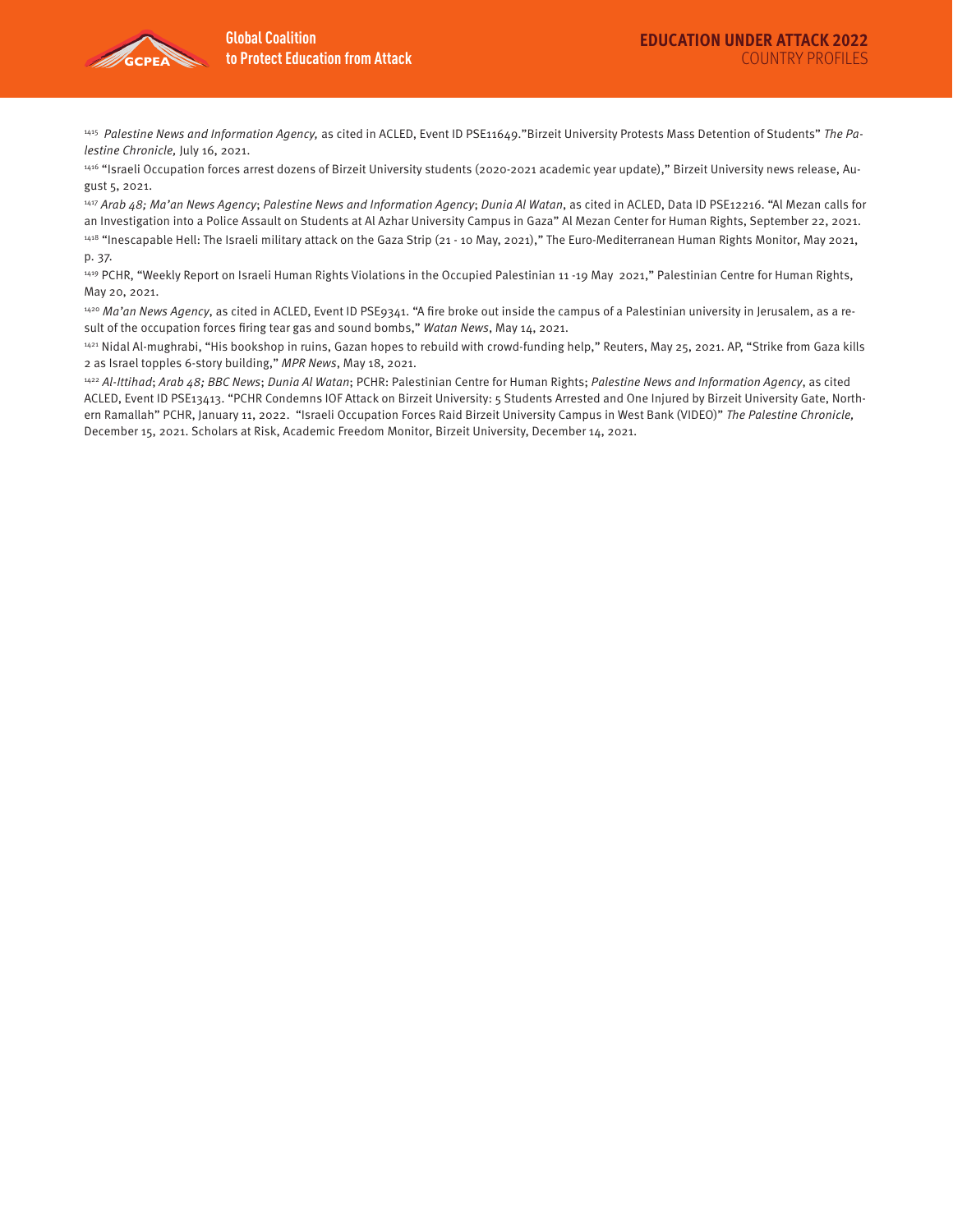[1415] *Palestine News and Information Agency,* as cited in ACLED, Event ID PSE11649."Birzeit University Protests Mass Detention of Students" *The Palestine Chronicle,* July 16, 2021.

[1416] "Israeli Occupation forces arrest dozens of Birzeit University students (2020-2021 academic year update)," Birzeit University news release, August 5, 2021.

[1417] *Arab 48; Ma'an News Agency*; *Palestine News and Information Agency*; *Dunia Al Watan*, as cited in ACLED, Data ID PSE12216. "Al Mezan calls for an Investigation into a Police Assault on Students at Al Azhar University Campus in Gaza" Al Mezan Center for Human Rights, September 22, 2021.

[1418] "Inescapable Hell: The Israeli military attack on the Gaza Strip (21 - 10 May, 2021)," The Euro-Mediterranean Human Rights Monitor, May 2021, p. 37.

[1419] PCHR, "Weekly Report on Israeli Human Rights Violations in the Occupied Palestinian 11 -19 May 2021," Palestinian Centre for Human Rights, May 20, 2021.

[1420] *Ma'an News Agency*, as cited in ACLED, Event ID PSE9341. "A fire broke out inside the campus of a Palestinian university in Jerusalem, as a result of the occupation forces firing tear gas and sound bombs," *Watan News*, May 14, 2021.

[1421] Nidal Al-mughrabi, "His bookshop in ruins, Gazan hopes to rebuild with crowd-funding help," Reuters, May 25, 2021. AP, "Strike from Gaza kills 2 as Israel topples 6-story building," *MPR News*, May 18, 2021.

[1422] *Al-Ittihad*; *Arab 48; BBC News*; *Dunia Al Watan*; PCHR: Palestinian Centre for Human Rights; *Palestine News and Information Agency*, as cited ACLED, Event ID PSE13413. "PCHR Condemns IOF Attack on Birzeit University: 5 Students Arrested and One Injured by Birzeit University Gate, Northern Ramallah" PCHR, January 11, 2022. "Israeli Occupation Forces Raid Birzeit University Campus in West Bank (VIDEO)" *The Palestine Chronicle,* December 15, 2021. Scholars at Risk, Academic Freedom Monitor, Birzeit University, December 14, 2021.